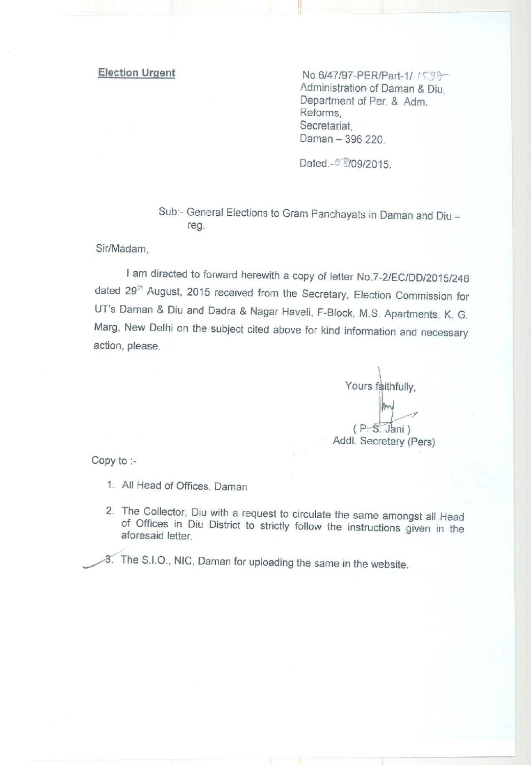**Election Urgent**

No.6/47/97-PER/Part-1/ 1599
Administration of Daman & Diu,
Department of Per. & Adm. Reforms,
Secretariat,
Daman – 396 220.

Dated:- 08/09/2015.

Sub:- General Elections to Gram Panchayats in Daman and Diu – reg.

Sir/Madam,

I am directed to forward herewith a copy of letter No.7-2/EC/DD/2015/246 dated 29th August, 2015 received from the Secretary, Election Commission for UT's Daman & Diu and Dadra & Nagar Haveli, F-Block, M.S. Apartments, K. G. Marg, New Delhi on the subject cited above for kind information and necessary action, please.

Yours faithfully,

( P. S. Jani )
Addl. Secretary (Pers)

Copy to :-

1. All Head of Offices, Daman
2. The Collector, Diu with a request to circulate the same amongst all Head of Offices in Diu District to strictly follow the instructions given in the aforesaid letter.
3. The S.I.O., NIC, Daman for uploading the same in the website.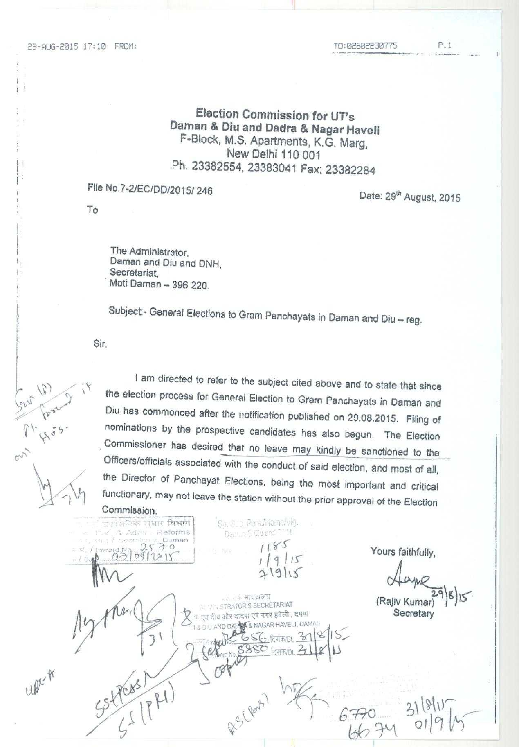Election Commission for UT's
Daman & Diu and Dadra & Nagar Haveli
F-Block, M.S. Apartments, K.G. Marg,
New Delhi 110 001
Ph. 23382554, 23383041 Fax: 23382284

File No.7-2/EC/DD/2015/ 246

Date: 29th August, 2015

To

The Administrator,
Daman and Diu and DNH,
Secretariat,
Moti Daman – 396 220.

Subject:- General Elections to Gram Panchayats in Daman and Diu – reg.

Sir,

I am directed to refer to the subject cited above and to state that since the election process for General Election to Gram Panchayats in Daman and Diu has commenced after the notification published on 29.08.2015. Filing of nominations by the prospective candidates has also begun. The Election Commissioner has desired that no leave may kindly be sanctioned to the Officers/officials associated with the conduct of said election, and most of all, the Director of Panchayat Elections, being the most important and critical functionary, may not leave the station without the prior approval of the Election Commission.

Yours faithfully,

(Rajiv Kumar) 29/8/15
Secretary